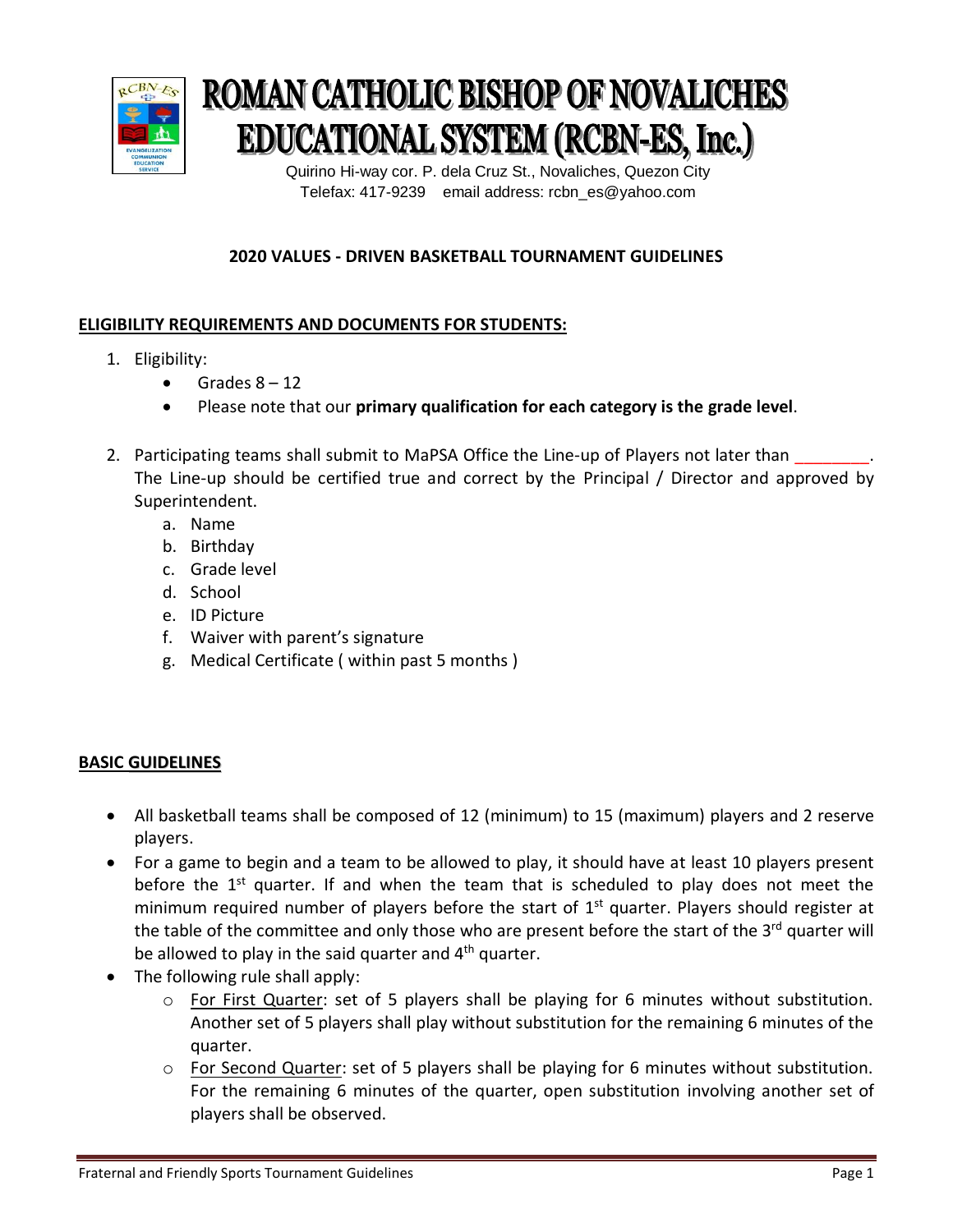# ROMAN CATHOLIC BISHOP OF NOVALICHES EDUCATIONAL SYSTEM (RCBN-ES, Inc.)

Quirino Hi-way cor. P. dela Cruz St., Novaliches, Quezon City
Telefax: 417-9239 email address: rcbn_es@yahoo.com

## 2020 VALUES - DRIVEN BASKETBALL TOURNAMENT GUIDELINES

### ELIGIBILITY REQUIREMENTS AND DOCUMENTS FOR STUDENTS:

1. Eligibility:
   - Grades 8 – 12
   - Please note that our **primary qualification for each category is the grade level**.

2. Participating teams shall submit to MaPSA Office the Line-up of Players not later than ________. The Line-up should be certified true and correct by the Principal / Director and approved by Superintendent.
   a. Name
   b. Birthday
   c. Grade level
   d. School
   e. ID Picture
   f. Waiver with parent's signature
   g. Medical Certificate ( within past 5 months )

### BASIC GUIDELINES

- All basketball teams shall be composed of 12 (minimum) to 15 (maximum) players and 2 reserve players.
- For a game to begin and a team to be allowed to play, it should have at least 10 players present before the 1st quarter. If and when the team that is scheduled to play does not meet the minimum required number of players before the start of 1st quarter. Players should register at the table of the committee and only those who are present before the start of the 3rd quarter will be allowed to play in the said quarter and 4th quarter.
- The following rule shall apply:
  - For First Quarter: set of 5 players shall be playing for 6 minutes without substitution. Another set of 5 players shall play without substitution for the remaining 6 minutes of the quarter.
  - For Second Quarter: set of 5 players shall be playing for 6 minutes without substitution. For the remaining 6 minutes of the quarter, open substitution involving another set of players shall be observed.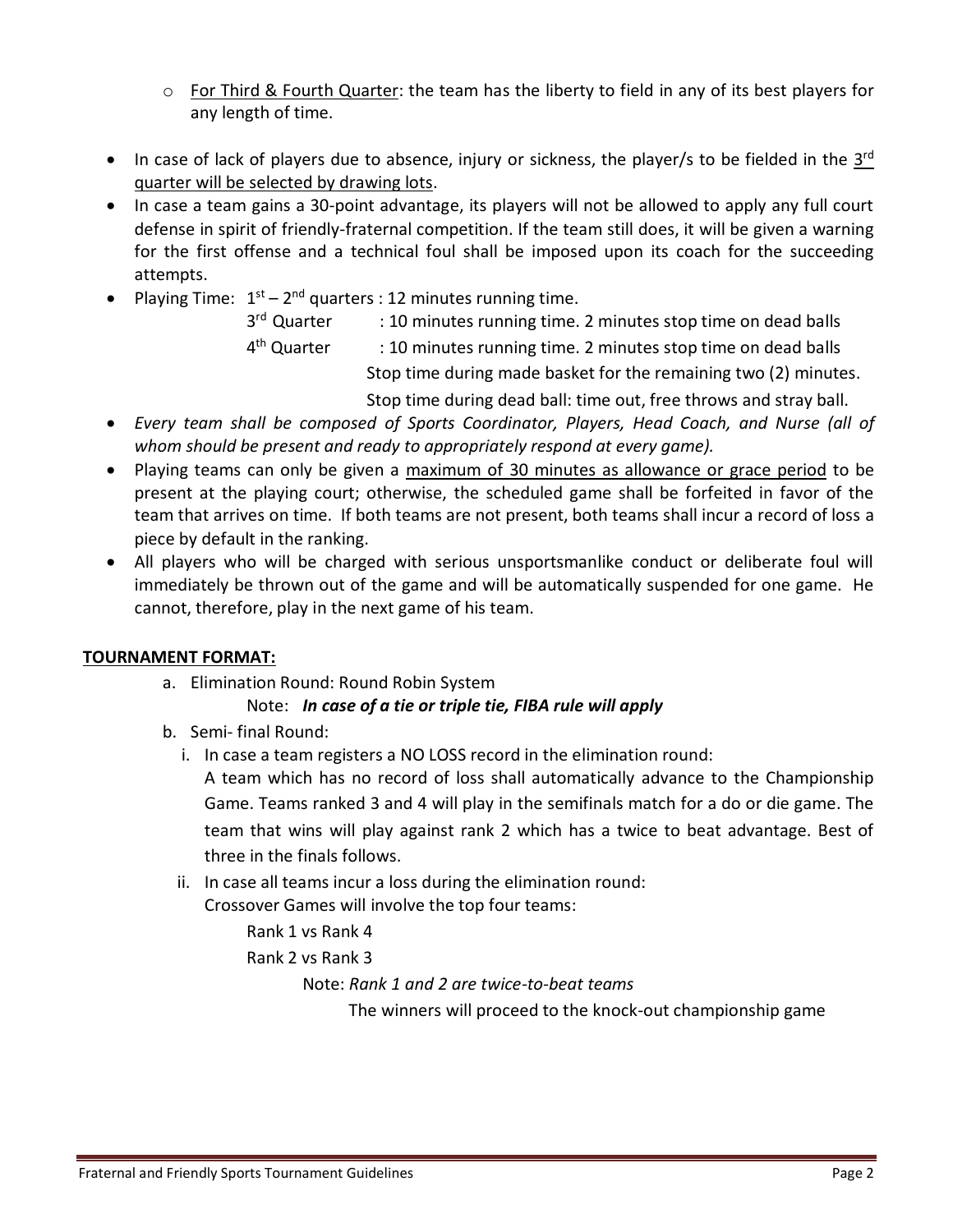- For Third & Fourth Quarter: the team has the liberty to field in any of its best players for any length of time.

- In case of lack of players due to absence, injury or sickness, the player/s to be fielded in the 3rd quarter will be selected by drawing lots.
- In case a team gains a 30-point advantage, its players will not be allowed to apply any full court defense in spirit of friendly-fraternal competition. If the team still does, it will be given a warning for the first offense and a technical foul shall be imposed upon its coach for the succeeding attempts.
- Playing Time: 1st – 2nd quarters : 12 minutes running time.
  3rd Quarter : 10 minutes running time. 2 minutes stop time on dead balls
  4th Quarter : 10 minutes running time. 2 minutes stop time on dead balls
  Stop time during made basket for the remaining two (2) minutes.
  Stop time during dead ball: time out, free throws and stray ball.
- *Every team shall be composed of Sports Coordinator, Players, Head Coach, and Nurse (all of whom should be present and ready to appropriately respond at every game).*
- Playing teams can only be given a maximum of 30 minutes as allowance or grace period to be present at the playing court; otherwise, the scheduled game shall be forfeited in favor of the team that arrives on time. If both teams are not present, both teams shall incur a record of loss a piece by default in the ranking.
- All players who will be charged with serious unsportsmanlike conduct or deliberate foul will immediately be thrown out of the game and will be automatically suspended for one game. He cannot, therefore, play in the next game of his team.

**TOURNAMENT FORMAT:**

a. Elimination Round: Round Robin System
   Note: ***In case of a tie or triple tie, FIBA rule will apply***

b. Semi- final Round:
   i. In case a team registers a NO LOSS record in the elimination round:
      A team which has no record of loss shall automatically advance to the Championship Game. Teams ranked 3 and 4 will play in the semifinals match for a do or die game. The team that wins will play against rank 2 which has a twice to beat advantage. Best of three in the finals follows.
   ii. In case all teams incur a loss during the elimination round:
      Crossover Games will involve the top four teams:
      Rank 1 vs Rank 4
      Rank 2 vs Rank 3
      Note: *Rank 1 and 2 are twice-to-beat teams*
      The winners will proceed to the knock-out championship game